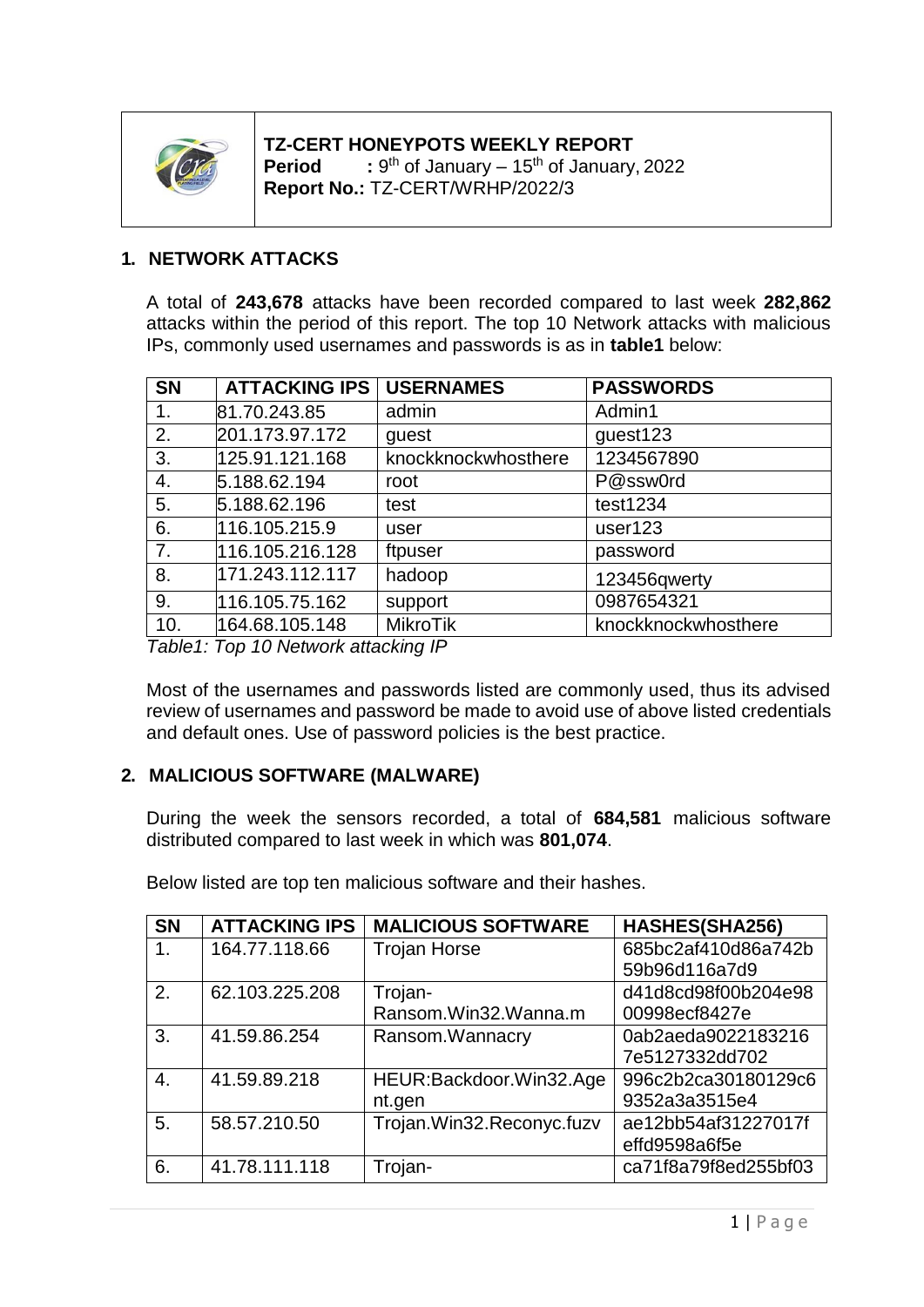**TZ-CERT HONEYPOTS WEEKLY REPORT**
**Period** : 9th of January – 15th of January, 2022
**Report No.:** TZ-CERT/WRHP/2022/3

## 1. NETWORK ATTACKS

A total of **243,678** attacks have been recorded compared to last week **282,862** attacks within the period of this report. The top 10 Network attacks with malicious IPs, commonly used usernames and passwords is as in **table1** below:

| SN | ATTACKING IPS | USERNAMES | PASSWORDS |
|---|---|---|---|
| 1. | 81.70.243.85 | admin | Admin1 |
| 2. | 201.173.97.172 | guest | guest123 |
| 3. | 125.91.121.168 | knockknockwhosthere | 1234567890 |
| 4. | 5.188.62.194 | root | P@ssw0rd |
| 5. | 5.188.62.196 | test | test1234 |
| 6. | 116.105.215.9 | user | user123 |
| 7. | 116.105.216.128 | ftpuser | password |
| 8. | 171.243.112.117 | hadoop | 123456qwerty |
| 9. | 116.105.75.162 | support | 0987654321 |
| 10. | 164.68.105.148 | MikroTik | knockknockwhosthere |

*Table1: Top 10 Network attacking IP*

Most of the usernames and passwords listed are commonly used, thus its advised review of usernames and password be made to avoid use of above listed credentials and default ones. Use of password policies is the best practice.

## 2. MALICIOUS SOFTWARE (MALWARE)

During the week the sensors recorded, a total of **684,581** malicious software distributed compared to last week in which was **801,074**.

Below listed are top ten malicious software and their hashes.

| SN | ATTACKING IPS | MALICIOUS SOFTWARE | HASHES(SHA256) |
|---|---|---|---|
| 1. | 164.77.118.66 | Trojan Horse | 685bc2af410d86a742b59b96d116a7d9 |
| 2. | 62.103.225.208 | Trojan-Ransom.Win32.Wanna.m | d41d8cd98f00b204e9800998ecf8427e |
| 3. | 41.59.86.254 | Ransom.Wannacry | 0ab2aeda90221832167e5127332dd702 |
| 4. | 41.59.89.218 | HEUR:Backdoor.Win32.Agent.gen | 996c2b2ca30180129c69352a3a3515e4 |
| 5. | 58.57.210.50 | Trojan.Win32.Reconyc.fuzv | ae12bb54af31227017feffd9598a6f5e |
| 6. | 41.78.111.118 | Trojan- | ca71f8a79f8ed255bf03 |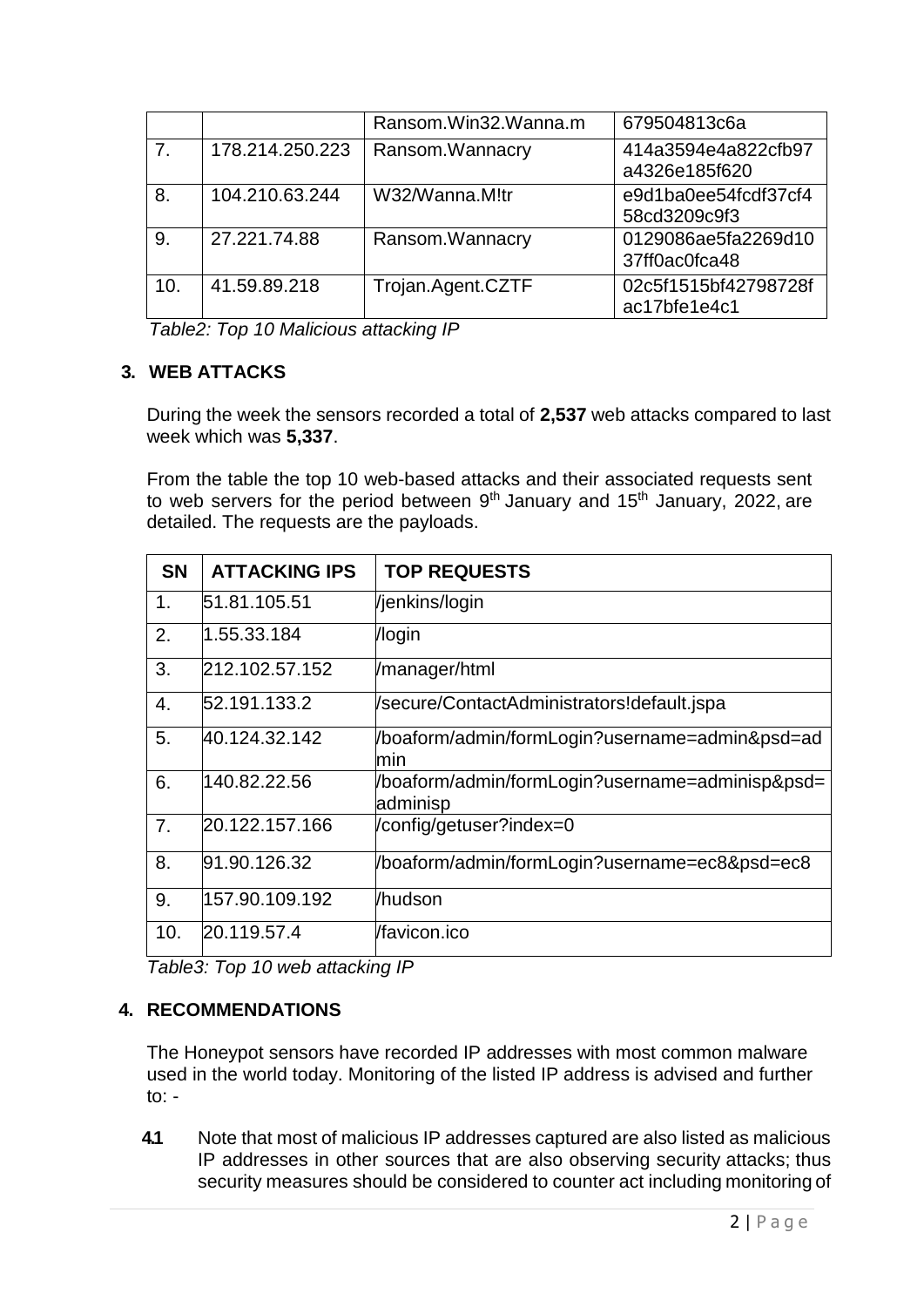|  |  | Ransom.Win32.Wanna.m | 679504813c6a |
| --- | --- | --- | --- |
| 7. | 178.214.250.223 | Ransom.Wannacry | 414a3594e4a822cfb97a4326e185f620 |
| 8. | 104.210.63.244 | W32/Wanna.M!tr | e9d1ba0ee54fcdf37cf458cd3209c9f3 |
| 9. | 27.221.74.88 | Ransom.Wannacry | 0129086ae5fa2269d1037ff0ac0fca48 |
| 10. | 41.59.89.218 | Trojan.Agent.CZTF | 02c5f1515bf42798728fac17bfe1e4c1 |

*Table2: Top 10 Malicious attacking IP*

## 3. WEB ATTACKS

During the week the sensors recorded a total of **2,537** web attacks compared to last week which was **5,337**.

From the table the top 10 web-based attacks and their associated requests sent to web servers for the period between 9th January and 15th January, 2022, are detailed. The requests are the payloads.

| SN | ATTACKING IPS | TOP REQUESTS |
| --- | --- | --- |
| 1. | 51.81.105.51 | /jenkins/login |
| 2. | 1.55.33.184 | /login |
| 3. | 212.102.57.152 | /manager/html |
| 4. | 52.191.133.2 | /secure/ContactAdministrators!default.jspa |
| 5. | 40.124.32.142 | /boaform/admin/formLogin?username=admin&psd=admin |
| 6. | 140.82.22.56 | /boaform/admin/formLogin?username=adminisp&psd=adminisp |
| 7. | 20.122.157.166 | /config/getuser?index=0 |
| 8. | 91.90.126.32 | /boaform/admin/formLogin?username=ec8&psd=ec8 |
| 9. | 157.90.109.192 | /hudson |
| 10. | 20.119.57.4 | /favicon.ico |

*Table3: Top 10 web attacking IP*

## 4. RECOMMENDATIONS

The Honeypot sensors have recorded IP addresses with most common malware used in the world today. Monitoring of the listed IP address is advised and further to: -

**4.1** Note that most of malicious IP addresses captured are also listed as malicious IP addresses in other sources that are also observing security attacks; thus security measures should be considered to counter act including monitoring of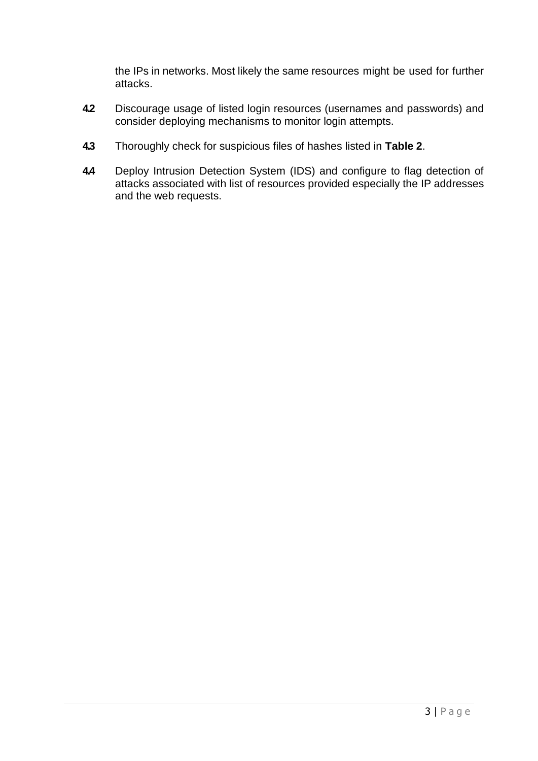the IPs in networks. Most likely the same resources might be used for further attacks.

**4.2** Discourage usage of listed login resources (usernames and passwords) and consider deploying mechanisms to monitor login attempts.

**4.3** Thoroughly check for suspicious files of hashes listed in **Table 2**.

**4.4** Deploy Intrusion Detection System (IDS) and configure to flag detection of attacks associated with list of resources provided especially the IP addresses and the web requests.